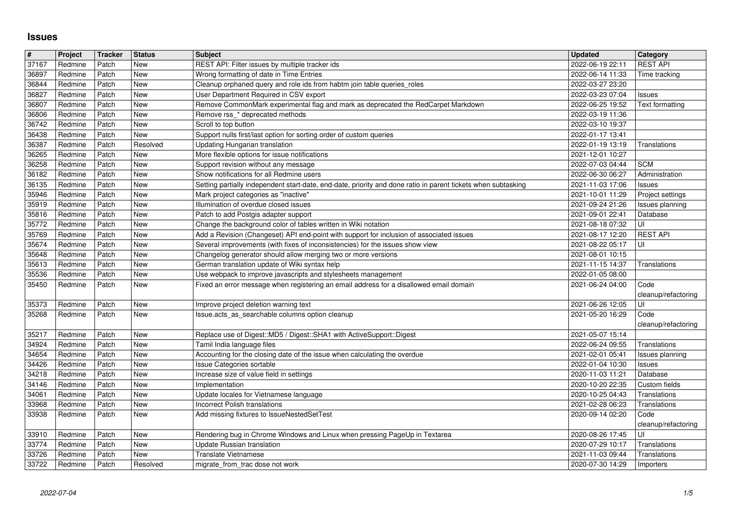# Issues

| # | Project | Tracker | Status | Subject | Updated | Category |
|---|---|---|---|---|---|---|
| 37167 | Redmine | Patch | New | REST API: Filter issues by multiple tracker ids | 2022-06-19 22:11 | REST API |
| 36897 | Redmine | Patch | New | Wrong formatting of date in Time Entries | 2022-06-14 11:33 | Time tracking |
| 36844 | Redmine | Patch | New | Cleanup orphaned query and role ids from habtm join table queries_roles | 2022-03-27 23:20 | |
| 36827 | Redmine | Patch | New | User Department Required in CSV export | 2022-03-23 07:04 | Issues |
| 36807 | Redmine | Patch | New | Remove CommonMark experimental flag and mark as deprecated the RedCarpet Markdown | 2022-06-25 19:52 | Text formatting |
| 36806 | Redmine | Patch | New | Remove rss_* deprecated methods | 2022-03-19 11:36 | |
| 36742 | Redmine | Patch | New | Scroll to top button | 2022-03-10 19:37 | |
| 36438 | Redmine | Patch | New | Support nulls first/last option for sorting order of custom queries | 2022-01-17 13:41 | |
| 36387 | Redmine | Patch | Resolved | Updating Hungarian translation | 2022-01-19 13:19 | Translations |
| 36265 | Redmine | Patch | New | More flexible options for issue notifications | 2021-12-01 10:27 | |
| 36258 | Redmine | Patch | New | Support revision without any message | 2022-07-03 04:44 | SCM |
| 36182 | Redmine | Patch | New | Show notifications for all Redmine users | 2022-06-30 06:27 | Administration |
| 36135 | Redmine | Patch | New | Setting partially independent start-date, end-date, priority and done ratio in parent tickets when subtasking | 2021-11-03 17:06 | Issues |
| 35946 | Redmine | Patch | New | Mark project categories as "inactive" | 2021-10-01 11:29 | Project settings |
| 35919 | Redmine | Patch | New | Illumination of overdue closed issues | 2021-09-24 21:26 | Issues planning |
| 35816 | Redmine | Patch | New | Patch to add Postgis adapter support | 2021-09-01 22:41 | Database |
| 35772 | Redmine | Patch | New | Change the background color of tables written in Wiki notation | 2021-08-18 07:32 | UI |
| 35769 | Redmine | Patch | New | Add a Revision (Changeset) API end-point with support for inclusion of associated issues | 2021-08-17 12:20 | REST API |
| 35674 | Redmine | Patch | New | Several improvements (with fixes of inconsistencies) for the issues show view | 2021-08-22 05:17 | UI |
| 35648 | Redmine | Patch | New | Changelog generator should allow merging two or more versions | 2021-08-01 10:15 | |
| 35613 | Redmine | Patch | New | German translation update of Wiki syntax help | 2021-11-15 14:37 | Translations |
| 35536 | Redmine | Patch | New | Use webpack to improve javascripts and stylesheets management | 2022-01-05 08:00 | |
| 35450 | Redmine | Patch | New | Fixed an error message when registering an email address for a disallowed email domain | 2021-06-24 04:00 | Code cleanup/refactoring |
| 35373 | Redmine | Patch | New | Improve project deletion warning text | 2021-06-26 12:05 | UI |
| 35268 | Redmine | Patch | New | Issue.acts_as_searchable columns option cleanup | 2021-05-20 16:29 | Code cleanup/refactoring |
| 35217 | Redmine | Patch | New | Replace use of Digest::MD5 / Digest::SHA1 with ActiveSupport::Digest | 2021-05-07 15:14 | |
| 34924 | Redmine | Patch | New | Tamil India language files | 2022-06-24 09:55 | Translations |
| 34654 | Redmine | Patch | New | Accounting for the closing date of the issue when calculating the overdue | 2021-02-01 05:41 | Issues planning |
| 34426 | Redmine | Patch | New | Issue Categories sortable | 2022-01-04 10:30 | Issues |
| 34218 | Redmine | Patch | New | Increase size of value field in settings | 2020-11-03 11:21 | Database |
| 34146 | Redmine | Patch | New | Implementation | 2020-10-20 22:35 | Custom fields |
| 34061 | Redmine | Patch | New | Update locales for Vietnamese language | 2020-10-25 04:43 | Translations |
| 33968 | Redmine | Patch | New | Incorrect Polish translations | 2021-02-28 06:23 | Translations |
| 33938 | Redmine | Patch | New | Add missing fixtures to IssueNestedSetTest | 2020-09-14 02:20 | Code cleanup/refactoring |
| 33910 | Redmine | Patch | New | Rendering bug in Chrome Windows and Linux when pressing PageUp in Textarea | 2020-08-26 17:45 | UI |
| 33774 | Redmine | Patch | New | Update Russian translation | 2020-07-29 10:17 | Translations |
| 33726 | Redmine | Patch | New | Translate Vietnamese | 2021-11-03 09:44 | Translations |
| 33722 | Redmine | Patch | Resolved | migrate_from_trac dose not work | 2020-07-30 14:29 | Importers |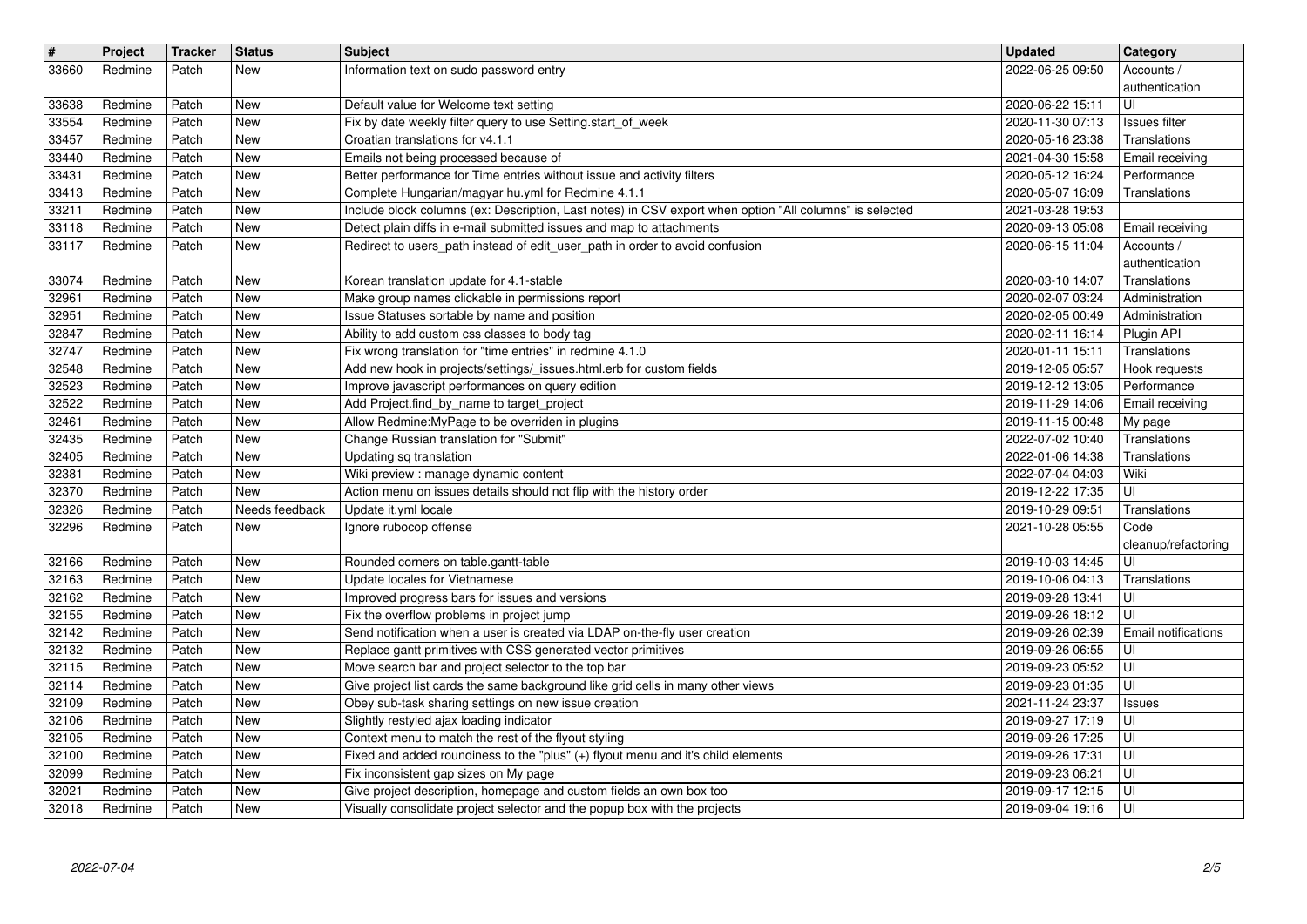| # | Project | Tracker | Status | Subject | Updated | Category |
| --- | --- | --- | --- | --- | --- | --- |
| 33660 | Redmine | Patch | New | Information text on sudo password entry | 2022-06-25 09:50 | Accounts / authentication |
| 33638 | Redmine | Patch | New | Default value for Welcome text setting | 2020-06-22 15:11 | UI |
| 33554 | Redmine | Patch | New | Fix by date weekly filter query to use Setting.start_of_week | 2020-11-30 07:13 | Issues filter |
| 33457 | Redmine | Patch | New | Croatian translations for v4.1.1 | 2020-05-16 23:38 | Translations |
| 33440 | Redmine | Patch | New | Emails not being processed because of | 2021-04-30 15:58 | Email receiving |
| 33431 | Redmine | Patch | New | Better performance for Time entries without issue and activity filters | 2020-05-12 16:24 | Performance |
| 33413 | Redmine | Patch | New | Complete Hungarian/magyar hu.yml for Redmine 4.1.1 | 2020-05-07 16:09 | Translations |
| 33211 | Redmine | Patch | New | Include block columns (ex: Description, Last notes) in CSV export when option "All columns" is selected | 2021-03-28 19:53 | |
| 33118 | Redmine | Patch | New | Detect plain diffs in e-mail submitted issues and map to attachments | 2020-09-13 05:08 | Email receiving |
| 33117 | Redmine | Patch | New | Redirect to users_path instead of edit_user_path in order to avoid confusion | 2020-06-15 11:04 | Accounts / authentication |
| 33074 | Redmine | Patch | New | Korean translation update for 4.1-stable | 2020-03-10 14:07 | Translations |
| 32961 | Redmine | Patch | New | Make group names clickable in permissions report | 2020-02-07 03:24 | Administration |
| 32951 | Redmine | Patch | New | Issue Statuses sortable by name and position | 2020-02-05 00:49 | Administration |
| 32847 | Redmine | Patch | New | Ability to add custom css classes to body tag | 2020-02-11 16:14 | Plugin API |
| 32747 | Redmine | Patch | New | Fix wrong translation for "time entries" in redmine 4.1.0 | 2020-01-11 15:11 | Translations |
| 32548 | Redmine | Patch | New | Add new hook in projects/settings/_issues.html.erb for custom fields | 2019-12-05 05:57 | Hook requests |
| 32523 | Redmine | Patch | New | Improve javascript performances on query edition | 2019-12-12 13:05 | Performance |
| 32522 | Redmine | Patch | New | Add Project.find_by_name to target_project | 2019-11-29 14:06 | Email receiving |
| 32461 | Redmine | Patch | New | Allow Redmine:MyPage to be overriden in plugins | 2019-11-15 00:48 | My page |
| 32435 | Redmine | Patch | New | Change Russian translation for "Submit" | 2022-07-02 10:40 | Translations |
| 32405 | Redmine | Patch | New | Updating sq translation | 2022-01-06 14:38 | Translations |
| 32381 | Redmine | Patch | New | Wiki preview : manage dynamic content | 2022-07-04 04:03 | Wiki |
| 32370 | Redmine | Patch | New | Action menu on issues details should not flip with the history order | 2019-12-22 17:35 | UI |
| 32326 | Redmine | Patch | Needs feedback | Update it.yml locale | 2019-10-29 09:51 | Translations |
| 32296 | Redmine | Patch | New | Ignore rubocop offense | 2021-10-28 05:55 | Code cleanup/refactoring |
| 32166 | Redmine | Patch | New | Rounded corners on table.gantt-table | 2019-10-03 14:45 | UI |
| 32163 | Redmine | Patch | New | Update locales for Vietnamese | 2019-10-06 04:13 | Translations |
| 32162 | Redmine | Patch | New | Improved progress bars for issues and versions | 2019-09-28 13:41 | UI |
| 32155 | Redmine | Patch | New | Fix the overflow problems in project jump | 2019-09-26 18:12 | UI |
| 32142 | Redmine | Patch | New | Send notification when a user is created via LDAP on-the-fly user creation | 2019-09-26 02:39 | Email notifications |
| 32132 | Redmine | Patch | New | Replace gantt primitives with CSS generated vector primitives | 2019-09-26 06:55 | UI |
| 32115 | Redmine | Patch | New | Move search bar and project selector to the top bar | 2019-09-23 05:52 | UI |
| 32114 | Redmine | Patch | New | Give project list cards the same background like grid cells in many other views | 2019-09-23 01:35 | UI |
| 32109 | Redmine | Patch | New | Obey sub-task sharing settings on new issue creation | 2021-11-24 23:37 | Issues |
| 32106 | Redmine | Patch | New | Slightly restyled ajax loading indicator | 2019-09-27 17:19 | UI |
| 32105 | Redmine | Patch | New | Context menu to match the rest of the flyout styling | 2019-09-26 17:25 | UI |
| 32100 | Redmine | Patch | New | Fixed and added roundiness to the "plus" (+) flyout menu and it's child elements | 2019-09-26 17:31 | UI |
| 32099 | Redmine | Patch | New | Fix inconsistent gap sizes on My page | 2019-09-23 06:21 | UI |
| 32021 | Redmine | Patch | New | Give project description, homepage and custom fields an own box too | 2019-09-17 12:15 | UI |
| 32018 | Redmine | Patch | New | Visually consolidate project selector and the popup box with the projects | 2019-09-04 19:16 | UI |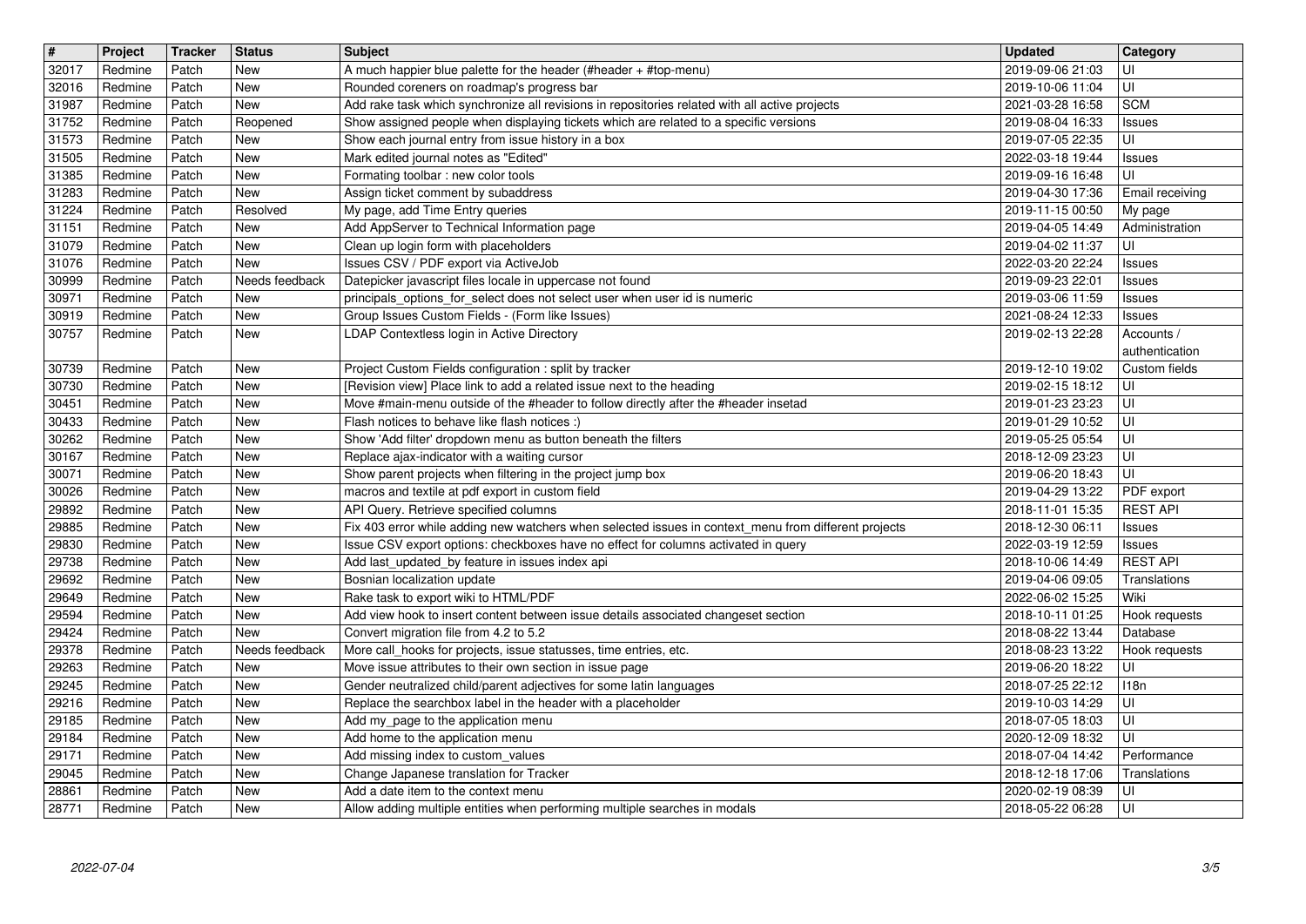| # | Project | Tracker | Status | Subject | Updated | Category |
|---|---|---|---|---|---|---|
| 32017 | Redmine | Patch | New | A much happier blue palette for the header (#header + #top-menu) | 2019-09-06 21:03 | UI |
| 32016 | Redmine | Patch | New | Rounded coreners on roadmap's progress bar | 2019-10-06 11:04 | UI |
| 31987 | Redmine | Patch | New | Add rake task which synchronize all revisions in repositories related with all active projects | 2021-03-28 16:58 | SCM |
| 31752 | Redmine | Patch | Reopened | Show assigned people when displaying tickets which are related to a specific versions | 2019-08-04 16:33 | Issues |
| 31573 | Redmine | Patch | New | Show each journal entry from issue history in a box | 2019-07-05 22:35 | UI |
| 31505 | Redmine | Patch | New | Mark edited journal notes as "Edited" | 2022-03-18 19:44 | Issues |
| 31385 | Redmine | Patch | New | Formating toolbar : new color tools | 2019-09-16 16:48 | UI |
| 31283 | Redmine | Patch | New | Assign ticket comment by subaddress | 2019-04-30 17:36 | Email receiving |
| 31224 | Redmine | Patch | Resolved | My page, add Time Entry queries | 2019-11-15 00:50 | My page |
| 31151 | Redmine | Patch | New | Add AppServer to Technical Information page | 2019-04-05 14:49 | Administration |
| 31079 | Redmine | Patch | New | Clean up login form with placeholders | 2019-04-02 11:37 | UI |
| 31076 | Redmine | Patch | New | Issues CSV / PDF export via ActiveJob | 2022-03-20 22:24 | Issues |
| 30999 | Redmine | Patch | Needs feedback | Datepicker javascript files locale in uppercase not found | 2019-09-23 22:01 | Issues |
| 30971 | Redmine | Patch | New | principals_options_for_select does not select user when user id is numeric | 2019-03-06 11:59 | Issues |
| 30919 | Redmine | Patch | New | Group Issues Custom Fields - (Form like Issues) | 2021-08-24 12:33 | Issues |
| 30757 | Redmine | Patch | New | LDAP Contextless login in Active Directory | 2019-02-13 22:28 | Accounts / authentication |
| 30739 | Redmine | Patch | New | Project Custom Fields configuration : split by tracker | 2019-12-10 19:02 | Custom fields |
| 30730 | Redmine | Patch | New | [Revision view] Place link to add a related issue next to the heading | 2019-02-15 18:12 | UI |
| 30451 | Redmine | Patch | New | Move #main-menu outside of the #header to follow directly after the #header insetad | 2019-01-23 23:23 | UI |
| 30433 | Redmine | Patch | New | Flash notices to behave like flash notices :) | 2019-01-29 10:52 | UI |
| 30262 | Redmine | Patch | New | Show 'Add filter' dropdown menu as button beneath the filters | 2019-05-25 05:54 | UI |
| 30167 | Redmine | Patch | New | Replace ajax-indicator with a waiting cursor | 2018-12-09 23:23 | UI |
| 30071 | Redmine | Patch | New | Show parent projects when filtering in the project jump box | 2019-06-20 18:43 | UI |
| 30026 | Redmine | Patch | New | macros and textile at pdf export in custom field | 2019-04-29 13:22 | PDF export |
| 29892 | Redmine | Patch | New | API Query. Retrieve specified columns | 2018-11-01 15:35 | REST API |
| 29885 | Redmine | Patch | New | Fix 403 error while adding new watchers when selected issues in context_menu from different projects | 2018-12-30 06:11 | Issues |
| 29830 | Redmine | Patch | New | Issue CSV export options: checkboxes have no effect for columns activated in query | 2022-03-19 12:59 | Issues |
| 29738 | Redmine | Patch | New | Add last_updated_by feature in issues index api | 2018-10-06 14:49 | REST API |
| 29692 | Redmine | Patch | New | Bosnian localization update | 2019-04-06 09:05 | Translations |
| 29649 | Redmine | Patch | New | Rake task to export wiki to HTML/PDF | 2022-06-02 15:25 | Wiki |
| 29594 | Redmine | Patch | New | Add view hook to insert content between issue details associated changeset section | 2018-10-11 01:25 | Hook requests |
| 29424 | Redmine | Patch | New | Convert migration file from 4.2 to 5.2 | 2018-08-22 13:44 | Database |
| 29378 | Redmine | Patch | Needs feedback | More call_hooks for projects, issue statusses, time entries, etc. | 2018-08-23 13:22 | Hook requests |
| 29263 | Redmine | Patch | New | Move issue attributes to their own section in issue page | 2019-06-20 18:22 | UI |
| 29245 | Redmine | Patch | New | Gender neutralized child/parent adjectives for some latin languages | 2018-07-25 22:12 | I18n |
| 29216 | Redmine | Patch | New | Replace the searchbox label in the header with a placeholder | 2019-10-03 14:29 | UI |
| 29185 | Redmine | Patch | New | Add my_page to the application menu | 2018-07-05 18:03 | UI |
| 29184 | Redmine | Patch | New | Add home to the application menu | 2020-12-09 18:32 | UI |
| 29171 | Redmine | Patch | New | Add missing index to custom_values | 2018-07-04 14:42 | Performance |
| 29045 | Redmine | Patch | New | Change Japanese translation for Tracker | 2018-12-18 17:06 | Translations |
| 28861 | Redmine | Patch | New | Add a date item to the context menu | 2020-02-19 08:39 | UI |
| 28771 | Redmine | Patch | New | Allow adding multiple entities when performing multiple searches in modals | 2018-05-22 06:28 | UI |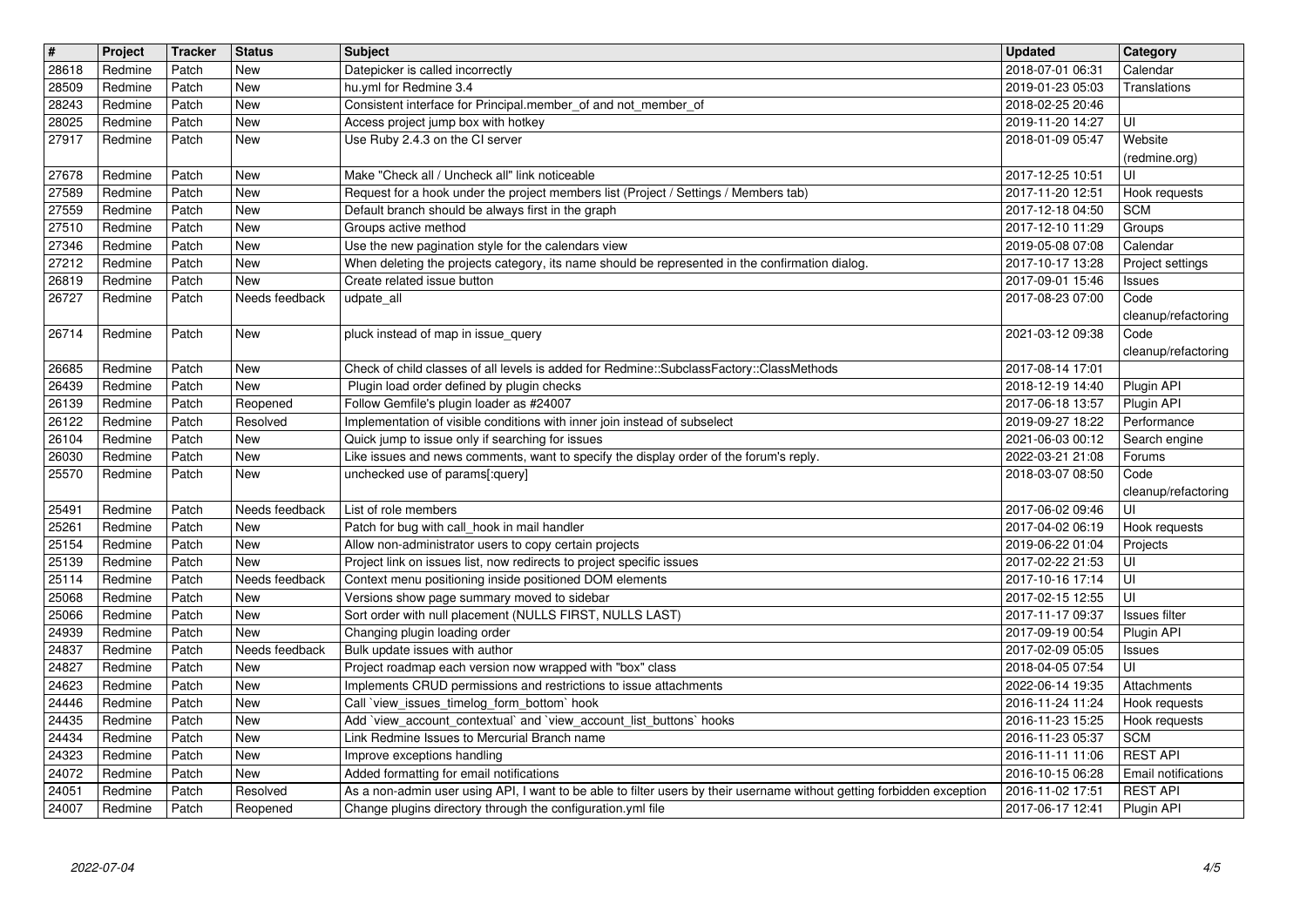| # | Project | Tracker | Status | Subject | Updated | Category |
| --- | --- | --- | --- | --- | --- | --- |
| 28618 | Redmine | Patch | New | Datepicker is called incorrectly | 2018-07-01 06:31 | Calendar |
| 28509 | Redmine | Patch | New | hu.yml for Redmine 3.4 | 2019-01-23 05:03 | Translations |
| 28243 | Redmine | Patch | New | Consistent interface for Principal.member_of and not_member_of | 2018-02-25 20:46 | |
| 28025 | Redmine | Patch | New | Access project jump box with hotkey | 2019-11-20 14:27 | UI |
| 27917 | Redmine | Patch | New | Use Ruby 2.4.3 on the CI server | 2018-01-09 05:47 | Website (redmine.org) |
| 27678 | Redmine | Patch | New | Make "Check all / Uncheck all" link noticeable | 2017-12-25 10:51 | UI |
| 27589 | Redmine | Patch | New | Request for a hook under the project members list (Project / Settings / Members tab) | 2017-11-20 12:51 | Hook requests |
| 27559 | Redmine | Patch | New | Default branch should be always first in the graph | 2017-12-18 04:50 | SCM |
| 27510 | Redmine | Patch | New | Groups active method | 2017-12-10 11:29 | Groups |
| 27346 | Redmine | Patch | New | Use the new pagination style for the calendars view | 2019-05-08 07:08 | Calendar |
| 27212 | Redmine | Patch | New | When deleting the projects category, its name should be represented in the confirmation dialog. | 2017-10-17 13:28 | Project settings |
| 26819 | Redmine | Patch | New | Create related issue button | 2017-09-01 15:46 | Issues |
| 26727 | Redmine | Patch | Needs feedback | udpate_all | 2017-08-23 07:00 | Code cleanup/refactoring |
| 26714 | Redmine | Patch | New | pluck instead of map in issue_query | 2021-03-12 09:38 | Code cleanup/refactoring |
| 26685 | Redmine | Patch | New | Check of child classes of all levels is added for Redmine::SubclassFactory::ClassMethods | 2017-08-14 17:01 | |
| 26439 | Redmine | Patch | New | Plugin load order defined by plugin checks | 2018-12-19 14:40 | Plugin API |
| 26139 | Redmine | Patch | Reopened | Follow Gemfile's plugin loader as #24007 | 2017-06-18 13:57 | Plugin API |
| 26122 | Redmine | Patch | Resolved | Implementation of visible conditions with inner join instead of subselect | 2019-09-27 18:22 | Performance |
| 26104 | Redmine | Patch | New | Quick jump to issue only if searching for issues | 2021-06-03 00:12 | Search engine |
| 26030 | Redmine | Patch | New | Like issues and news comments, want to specify the display order of the forum's reply. | 2022-03-21 21:08 | Forums |
| 25570 | Redmine | Patch | New | unchecked use of params[:query] | 2018-03-07 08:50 | Code cleanup/refactoring |
| 25491 | Redmine | Patch | Needs feedback | List of role members | 2017-06-02 09:46 | UI |
| 25261 | Redmine | Patch | New | Patch for bug with call_hook in mail handler | 2017-04-02 06:19 | Hook requests |
| 25154 | Redmine | Patch | New | Allow non-administrator users to copy certain projects | 2019-06-22 01:04 | Projects |
| 25139 | Redmine | Patch | New | Project link on issues list, now redirects to project specific issues | 2017-02-22 21:53 | UI |
| 25114 | Redmine | Patch | Needs feedback | Context menu positioning inside positioned DOM elements | 2017-10-16 17:14 | UI |
| 25068 | Redmine | Patch | New | Versions show page summary moved to sidebar | 2017-02-15 12:55 | UI |
| 25066 | Redmine | Patch | New | Sort order with null placement (NULLS FIRST, NULLS LAST) | 2017-11-17 09:37 | Issues filter |
| 24939 | Redmine | Patch | New | Changing plugin loading order | 2017-09-19 00:54 | Plugin API |
| 24837 | Redmine | Patch | Needs feedback | Bulk update issues with author | 2017-02-09 05:05 | Issues |
| 24827 | Redmine | Patch | New | Project roadmap each version now wrapped with "box" class | 2018-04-05 07:54 | UI |
| 24623 | Redmine | Patch | New | Implements CRUD permissions and restrictions to issue attachments | 2022-06-14 19:35 | Attachments |
| 24446 | Redmine | Patch | New | Call `view_issues_timelog_form_bottom` hook | 2016-11-24 11:24 | Hook requests |
| 24435 | Redmine | Patch | New | Add `view_account_contextual` and `view_account_list_buttons` hooks | 2016-11-23 15:25 | Hook requests |
| 24434 | Redmine | Patch | New | Link Redmine Issues to Mercurial Branch name | 2016-11-23 05:37 | SCM |
| 24323 | Redmine | Patch | New | Improve exceptions handling | 2016-11-11 11:06 | REST API |
| 24072 | Redmine | Patch | New | Added formatting for email notifications | 2016-10-15 06:28 | Email notifications |
| 24051 | Redmine | Patch | Resolved | As a non-admin user using API, I want to be able to filter users by their username without getting forbidden exception | 2016-11-02 17:51 | REST API |
| 24007 | Redmine | Patch | Reopened | Change plugins directory through the configuration.yml file | 2017-06-17 12:41 | Plugin API |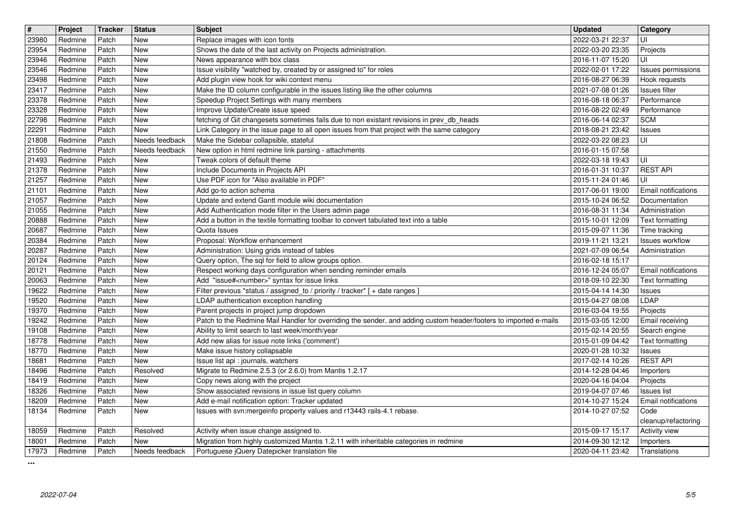| # | Project | Tracker | Status | Subject | Updated | Category |
|---|---|---|---|---|---|---|
| 23980 | Redmine | Patch | New | Replace images with icon fonts | 2022-03-21 22:37 | UI |
| 23954 | Redmine | Patch | New | Shows the date of the last activity on Projects administration. | 2022-03-20 23:35 | Projects |
| 23946 | Redmine | Patch | New | News appearance with box class | 2016-11-07 15:20 | UI |
| 23546 | Redmine | Patch | New | Issue visibility "watched by, created by or assigned to" for roles | 2022-02-01 17:22 | Issues permissions |
| 23498 | Redmine | Patch | New | Add plugin view hook for wiki context menu | 2016-08-27 06:39 | Hook requests |
| 23417 | Redmine | Patch | New | Make the ID column configurable in the issues listing like the other columns | 2021-07-08 01:26 | Issues filter |
| 23378 | Redmine | Patch | New | Speedup Project Settings with many members | 2016-08-18 06:37 | Performance |
| 23328 | Redmine | Patch | New | Improve Update/Create issue speed | 2016-08-22 02:49 | Performance |
| 22798 | Redmine | Patch | New | fetching of Git changesets sometimes fails due to non existant revisions in prev_db_heads | 2016-06-14 02:37 | SCM |
| 22291 | Redmine | Patch | New | Link Category in the issue page to all open issues from that project with the same category | 2018-08-21 23:42 | Issues |
| 21808 | Redmine | Patch | Needs feedback | Make the Sidebar collapsible, stateful | 2022-03-22 08:23 | UI |
| 21550 | Redmine | Patch | Needs feedback | New option in html redmine link parsing - attachments | 2016-01-15 07:58 | |
| 21493 | Redmine | Patch | New | Tweak colors of default theme | 2022-03-18 19:43 | UI |
| 21378 | Redmine | Patch | New | Include Documents in Projects API | 2016-01-31 10:37 | REST API |
| 21257 | Redmine | Patch | New | Use PDF icon for "Also available in PDF" | 2015-11-24 01:46 | UI |
| 21101 | Redmine | Patch | New | Add go-to action schema | 2017-06-01 19:00 | Email notifications |
| 21057 | Redmine | Patch | New | Update and extend Gantt module wiki documentation | 2015-10-24 06:52 | Documentation |
| 21055 | Redmine | Patch | New | Add Authentication mode filter in the Users admin page | 2016-08-31 11:34 | Administration |
| 20888 | Redmine | Patch | New | Add a button in the textile formatting toolbar to convert tabulated text into a table | 2015-10-01 12:09 | Text formatting |
| 20687 | Redmine | Patch | New | Quota Issues | 2015-09-07 11:36 | Time tracking |
| 20384 | Redmine | Patch | New | Proposal: Workflow enhancement | 2019-11-21 13:21 | Issues workflow |
| 20287 | Redmine | Patch | New | Administration: Using grids instead of tables | 2021-07-09 06:54 | Administration |
| 20124 | Redmine | Patch | New | Query option, The sql for field to allow groups option. | 2016-02-18 15:17 | |
| 20121 | Redmine | Patch | New | Respect working days configuration when sending reminder emails | 2016-12-24 05:07 | Email notifications |
| 20063 | Redmine | Patch | New | Add "issue#<number>" syntax for issue links | 2018-09-10 22:30 | Text formatting |
| 19622 | Redmine | Patch | New | Filter previous *status / assigned_to / priority / tracker* [ + date ranges ] | 2015-04-14 14:30 | Issues |
| 19520 | Redmine | Patch | New | LDAP authentication exception handling | 2015-04-27 08:08 | LDAP |
| 19370 | Redmine | Patch | New | Parent projects in project jump dropdown | 2016-03-04 19:55 | Projects |
| 19242 | Redmine | Patch | New | Patch to the Redmine Mail Handler for overriding the sender, and adding custom header/footers to imported e-mails | 2015-03-05 12:00 | Email receiving |
| 19108 | Redmine | Patch | New | Ability to limit search to last week/month/year | 2015-02-14 20:55 | Search engine |
| 18778 | Redmine | Patch | New | Add new alias for issue note links ('comment') | 2015-01-09 04:42 | Text formatting |
| 18770 | Redmine | Patch | New | Make issue history collapsable | 2020-01-28 10:32 | Issues |
| 18681 | Redmine | Patch | New | Issue list api : journals, watchers | 2017-02-14 10:26 | REST API |
| 18496 | Redmine | Patch | Resolved | Migrate to Redmine 2.5.3 (or 2.6.0) from Mantis 1.2.17 | 2014-12-28 04:46 | Importers |
| 18419 | Redmine | Patch | New | Copy news along with the project | 2020-04-16 04:04 | Projects |
| 18326 | Redmine | Patch | New | Show associated revisions in issue list query column | 2019-04-07 07:46 | Issues list |
| 18209 | Redmine | Patch | New | Add e-mail notification option: Tracker updated | 2014-10-27 15:24 | Email notifications |
| 18134 | Redmine | Patch | New | Issues with svn:mergeinfo property values and r13443 rails-4.1 rebase. | 2014-10-27 07:52 | Code cleanup/refactoring |
| 18059 | Redmine | Patch | Resolved | Activity when issue change assigned to. | 2015-09-17 15:17 | Activity view |
| 18001 | Redmine | Patch | New | Migration from highly customized Mantis 1.2.11 with inheritable categories in redmine | 2014-09-30 12:12 | Importers |
| 17973 | Redmine | Patch | Needs feedback | Portuguese jQuery Datepicker translation file | 2020-04-11 23:42 | Translations |

...